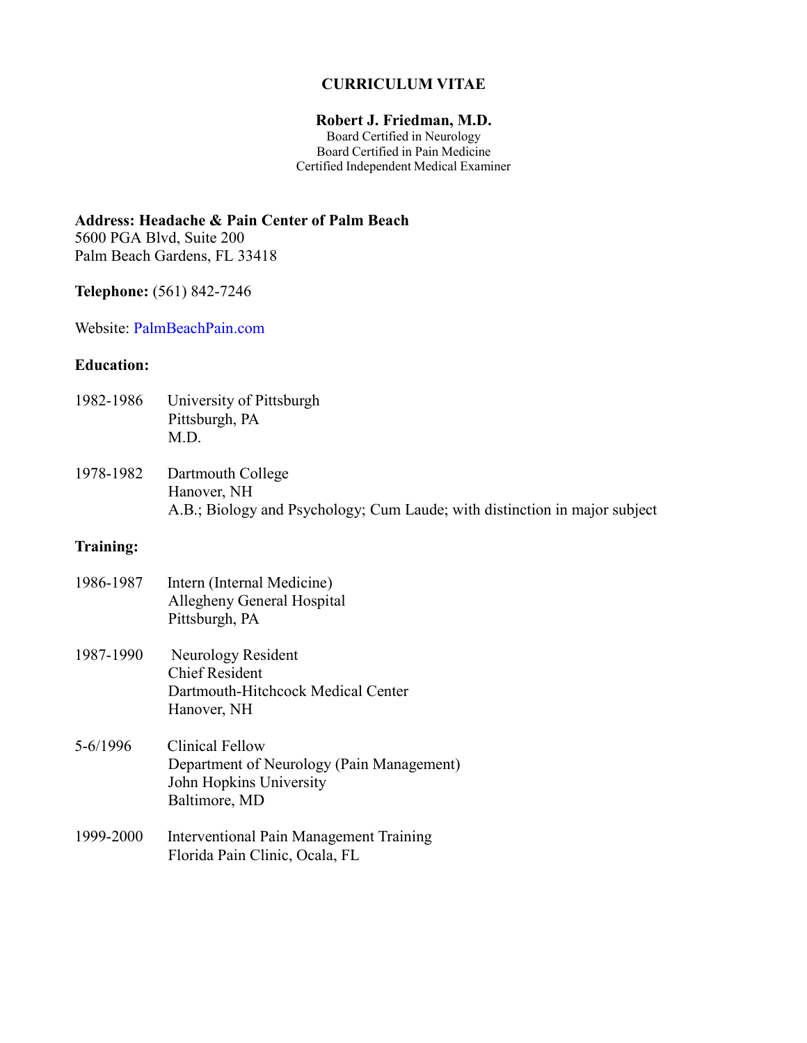# CURRICULUM VITAE

## Robert J. Friedman, M.D.

Board Certified in Neurology
Board Certified in Pain Medicine
Certified Independent Medical Examiner

**Address: Headache & Pain Center of Palm Beach**
5600 PGA Blvd, Suite 200
Palm Beach Gardens, FL 33418

**Telephone:** (561) 842-7246

Website: PalmBeachPain.com

**Education:**

1982-1986 University of Pittsburgh
Pittsburgh, PA
M.D.

1978-1982 Dartmouth College
Hanover, NH
A.B.; Biology and Psychology; Cum Laude; with distinction in major subject

**Training:**

1986-1987 Intern (Internal Medicine)
Allegheny General Hospital
Pittsburgh, PA

1987-1990 Neurology Resident
Chief Resident
Dartmouth-Hitchcock Medical Center
Hanover, NH

5-6/1996 Clinical Fellow
Department of Neurology (Pain Management)
John Hopkins University
Baltimore, MD

1999-2000 Interventional Pain Management Training
Florida Pain Clinic, Ocala, FL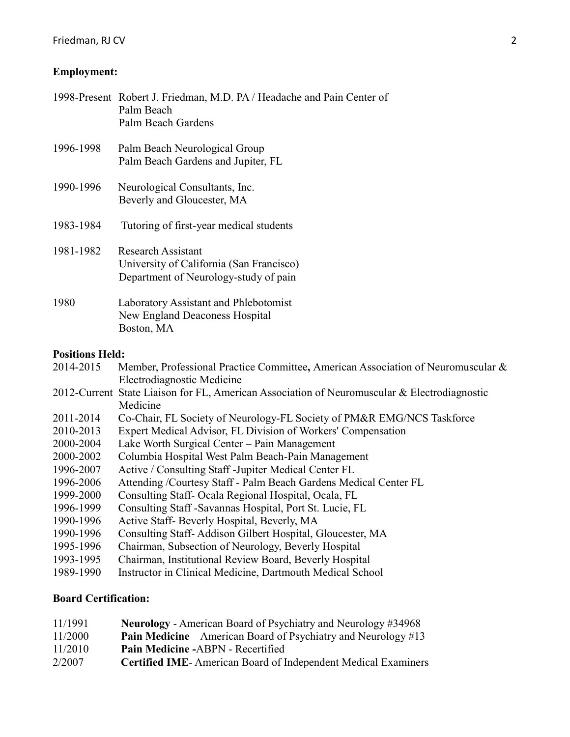**Employment:**

1998-Present Robert J. Friedman, M.D. PA / Headache and Pain Center of Palm Beach  
Palm Beach Gardens

1996-1998 Palm Beach Neurological Group  
Palm Beach Gardens and Jupiter, FL

1990-1996 Neurological Consultants, Inc.  
Beverly and Gloucester, MA

1983-1984 Tutoring of first-year medical students

1981-1982 Research Assistant  
University of California (San Francisco)  
Department of Neurology-study of pain

1980 Laboratory Assistant and Phlebotomist  
New England Deaconess Hospital  
Boston, MA

**Positions Held:**

2014-2015 Member, Professional Practice Committee**,** American Association of Neuromuscular & Electrodiagnostic Medicine  
2012-Current State Liaison for FL, American Association of Neuromuscular & Electrodiagnostic Medicine  
2011-2014 Co-Chair, FL Society of Neurology-FL Society of PM&R EMG/NCS Taskforce  
2010-2013 Expert Medical Advisor, FL Division of Workers' Compensation  
2000-2004 Lake Worth Surgical Center – Pain Management  
2000-2002 Columbia Hospital West Palm Beach-Pain Management  
1996-2007 Active / Consulting Staff -Jupiter Medical Center FL  
1996-2006 Attending /Courtesy Staff - Palm Beach Gardens Medical Center FL  
1999-2000 Consulting Staff- Ocala Regional Hospital, Ocala, FL  
1996-1999 Consulting Staff -Savannas Hospital, Port St. Lucie, FL  
1990-1996 Active Staff- Beverly Hospital, Beverly, MA  
1990-1996 Consulting Staff- Addison Gilbert Hospital, Gloucester, MA  
1995-1996 Chairman, Subsection of Neurology, Beverly Hospital  
1993-1995 Chairman, Institutional Review Board, Beverly Hospital  
1989-1990 Instructor in Clinical Medicine, Dartmouth Medical School

**Board Certification:**

11/1991 **Neurology** - American Board of Psychiatry and Neurology #34968  
11/2000 **Pain Medicine** – American Board of Psychiatry and Neurology #13  
11/2010 **Pain Medicine -**ABPN - Recertified  
2/2007 **Certified IME**- American Board of Independent Medical Examiners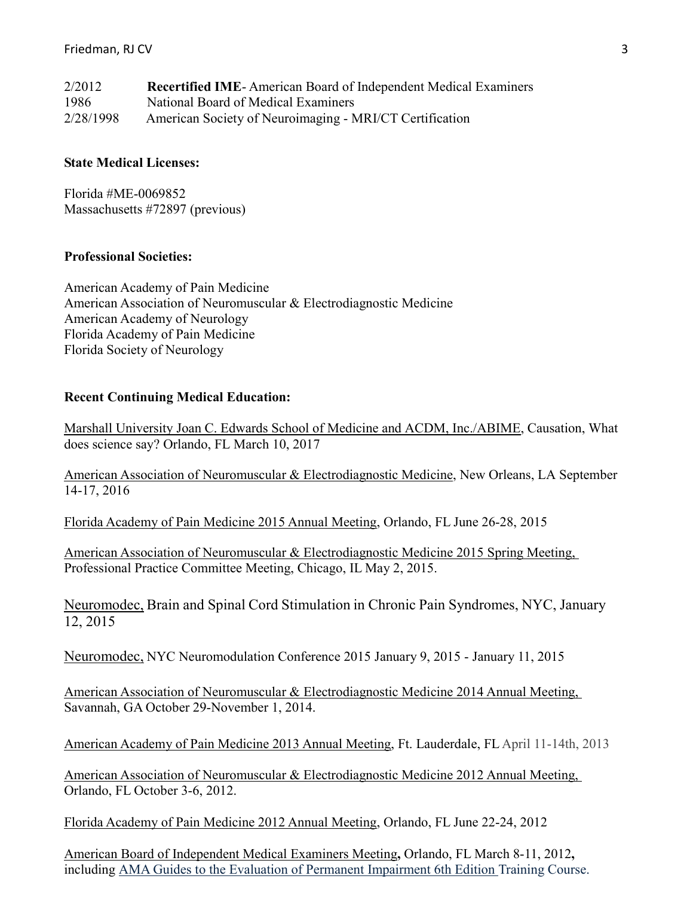2/2012 **Recertified IME**- American Board of Independent Medical Examiners
1986 National Board of Medical Examiners
2/28/1998 American Society of Neuroimaging - MRI/CT Certification

**State Medical Licenses:**

Florida #ME-0069852
Massachusetts #72897 (previous)

**Professional Societies:**

American Academy of Pain Medicine
American Association of Neuromuscular & Electrodiagnostic Medicine
American Academy of Neurology
Florida Academy of Pain Medicine
Florida Society of Neurology

**Recent Continuing Medical Education:**

<u>Marshall University Joan C. Edwards School of Medicine and ACDM, Inc./ABIME</u>, Causation, What does science say? Orlando, FL March 10, 2017

<u>American Association of Neuromuscular & Electrodiagnostic Medicine</u>, New Orleans, LA September 14-17, 2016

<u>Florida Academy of Pain Medicine 2015 Annual Meeting</u>, Orlando, FL June 26-28, 2015

<u>American Association of Neuromuscular & Electrodiagnostic Medicine 2015 Spring Meeting,</u> Professional Practice Committee Meeting, Chicago, IL May 2, 2015.

<u>Neuromodec,</u> Brain and Spinal Cord Stimulation in Chronic Pain Syndromes, NYC, January 12, 2015

<u>Neuromodec,</u> NYC Neuromodulation Conference 2015 January 9, 2015 - January 11, 2015

<u>American Association of Neuromuscular & Electrodiagnostic Medicine 2014 Annual Meeting,</u> Savannah, GA October 29-November 1, 2014.

<u>American Academy of Pain Medicine 2013 Annual Meeting</u>, Ft. Lauderdale, FL April 11-14th, 2013

<u>American Association of Neuromuscular & Electrodiagnostic Medicine 2012 Annual Meeting,</u> Orlando, FL October 3-6, 2012.

<u>Florida Academy of Pain Medicine 2012 Annual Meeting</u>, Orlando, FL June 22-24, 2012

<u>American Board of Independent Medical Examiners Meeting</u>**,** Orlando, FL March 8-11, 2012**,** including <u>AMA Guides to the Evaluation of Permanent Impairment 6th Edition</u> Training Course.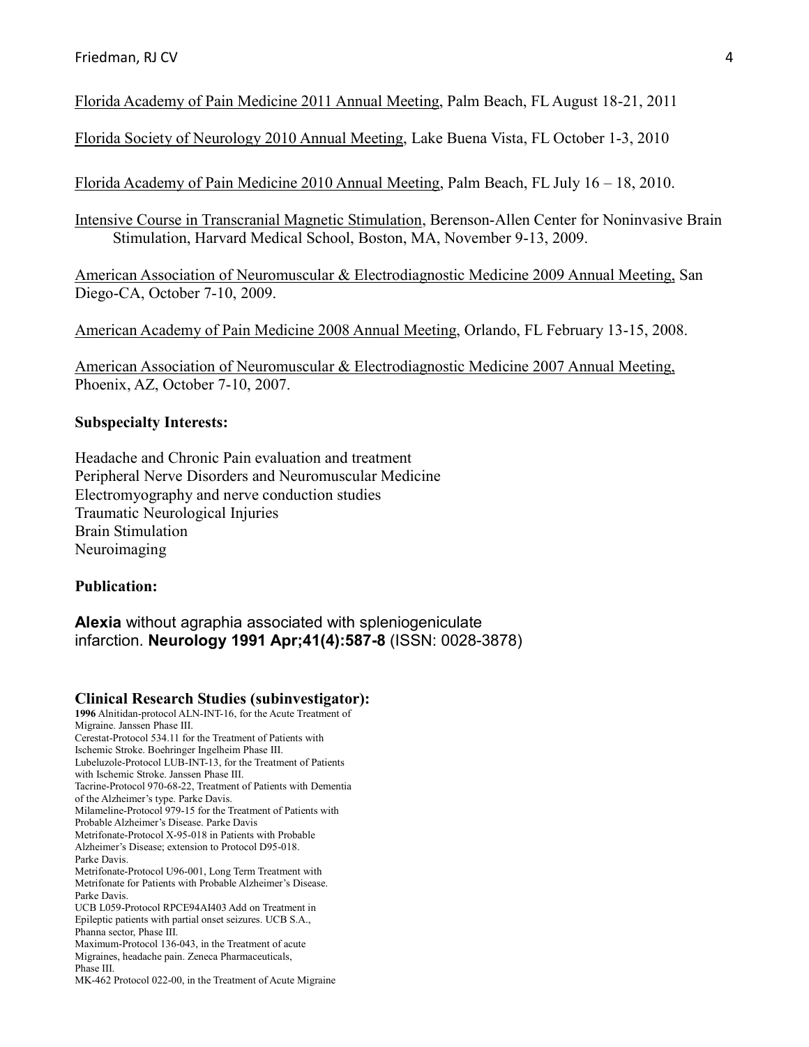Florida Academy of Pain Medicine 2011 Annual Meeting, Palm Beach, FL August 18-21, 2011

Florida Society of Neurology 2010 Annual Meeting, Lake Buena Vista, FL October 1-3, 2010

Florida Academy of Pain Medicine 2010 Annual Meeting, Palm Beach, FL July 16 – 18, 2010.

Intensive Course in Transcranial Magnetic Stimulation, Berenson-Allen Center for Noninvasive Brain Stimulation, Harvard Medical School, Boston, MA, November 9-13, 2009.

American Association of Neuromuscular & Electrodiagnostic Medicine 2009 Annual Meeting, San Diego-CA, October 7-10, 2009.

American Academy of Pain Medicine 2008 Annual Meeting, Orlando, FL February 13-15, 2008.

American Association of Neuromuscular & Electrodiagnostic Medicine 2007 Annual Meeting, Phoenix, AZ, October 7-10, 2007.

**Subspecialty Interests:**

Headache and Chronic Pain evaluation and treatment
Peripheral Nerve Disorders and Neuromuscular Medicine
Electromyography and nerve conduction studies
Traumatic Neurological Injuries
Brain Stimulation
Neuroimaging

**Publication:**

**Alexia** without agraphia associated with spleniogeniculate infarction. **Neurology 1991 Apr;41(4):587-8** (ISSN: 0028-3878)

**Clinical Research Studies (subinvestigator):**

**1996** Alnitidan-protocol ALN-INT-16, for the Acute Treatment of Migraine. Janssen Phase III.
Cerestat-Protocol 534.11 for the Treatment of Patients with Ischemic Stroke. Boehringer Ingelheim Phase III.
Lubeluzole-Protocol LUB-INT-13, for the Treatment of Patients with Ischemic Stroke. Janssen Phase III.
Tacrine-Protocol 970-68-22, Treatment of Patients with Dementia of the Alzheimer's type. Parke Davis.
Milameline-Protocol 979-15 for the Treatment of Patients with Probable Alzheimer's Disease. Parke Davis
Metrifonate-Protocol X-95-018 in Patients with Probable Alzheimer's Disease; extension to Protocol D95-018. Parke Davis.
Metrifonate-Protocol U96-001, Long Term Treatment with Metrifonate for Patients with Probable Alzheimer's Disease. Parke Davis.
UCB L059-Protocol RPCE94AI403 Add on Treatment in Epileptic patients with partial onset seizures. UCB S.A., Phanna sector, Phase III.
Maximum-Protocol 136-043, in the Treatment of acute Migraines, headache pain. Zeneca Pharmaceuticals, Phase III.
MK-462 Protocol 022-00, in the Treatment of Acute Migraine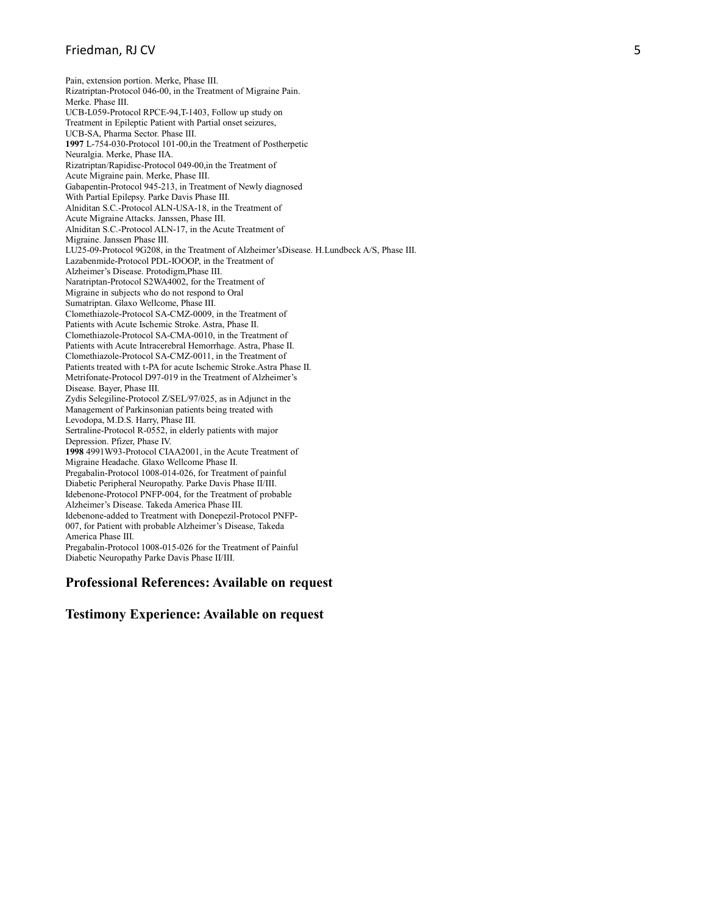Pain, extension portion. Merke, Phase III.
Rizatriptan-Protocol 046-00, in the Treatment of Migraine Pain.
Merke. Phase III.
UCB-L059-Protocol RPCE-94,T-1403, Follow up study on
Treatment in Epileptic Patient with Partial onset seizures,
UCB-SA, Pharma Sector. Phase III.
**1997** L-754-030-Protocol 101-00,in the Treatment of Postherpetic
Neuralgia. Merke, Phase IIA.
Rizatriptan/Rapidisc-Protocol 049-00,in the Treatment of
Acute Migraine pain. Merke, Phase III.
Gabapentin-Protocol 945-213, in Treatment of Newly diagnosed
With Partial Epilepsy. Parke Davis Phase III.
Alniditan S.C.-Protocol ALN-USA-18, in the Treatment of
Acute Migraine Attacks. Janssen, Phase III.
Alniditan S.C.-Protocol ALN-17, in the Acute Treatment of
Migraine. Janssen Phase III.
LU25-09-Protocol 9G208, in the Treatment of Alzheimer'sDisease. H.Lundbeck A/S, Phase III.
Lazabenmide-Protocol PDL-IOOOP, in the Treatment of
Alzheimer's Disease. Protodigm,Phase III.
Naratriptan-Protocol S2WA4002, for the Treatment of
Migraine in subjects who do not respond to Oral
Sumatriptan. Glaxo Wellcome, Phase III.
Clomethiazole-Protocol SA-CMZ-0009, in the Treatment of
Patients with Acute Ischemic Stroke. Astra, Phase II.
Clomethiazole-Protocol SA-CMA-0010, in the Treatment of
Patients with Acute Intracerebral Hemorrhage. Astra, Phase II.
Clomethiazole-Protocol SA-CMZ-0011, in the Treatment of
Patients treated with t-PA for acute Ischemic Stroke.Astra Phase II.
Metrifonate-Protocol D97-019 in the Treatment of Alzheimer's
Disease. Bayer, Phase III.
Zydis Selegiline-Protocol Z/SEL/97/025, as in Adjunct in the
Management of Parkinsonian patients being treated with
Levodopa, M.D.S. Harry, Phase III.
Sertraline-Protocol R-0552, in elderly patients with major
Depression. Pfizer, Phase IV.
**1998** 4991W93-Protocol CIAA2001, in the Acute Treatment of
Migraine Headache. Glaxo Wellcome Phase II.
Pregabalin-Protocol 1008-014-026, for Treatment of painful
Diabetic Peripheral Neuropathy. Parke Davis Phase II/III.
Idebenone-Protocol PNFP-004, for the Treatment of probable
Alzheimer's Disease. Takeda America Phase III.
Idebenone-added to Treatment with Donepezil-Protocol PNFP-
007, for Patient with probable Alzheimer's Disease, Takeda
America Phase III.
Pregabalin-Protocol 1008-015-026 for the Treatment of Painful
Diabetic Neuropathy Parke Davis Phase II/III.

## Professional References: Available on request

## Testimony Experience: Available on request